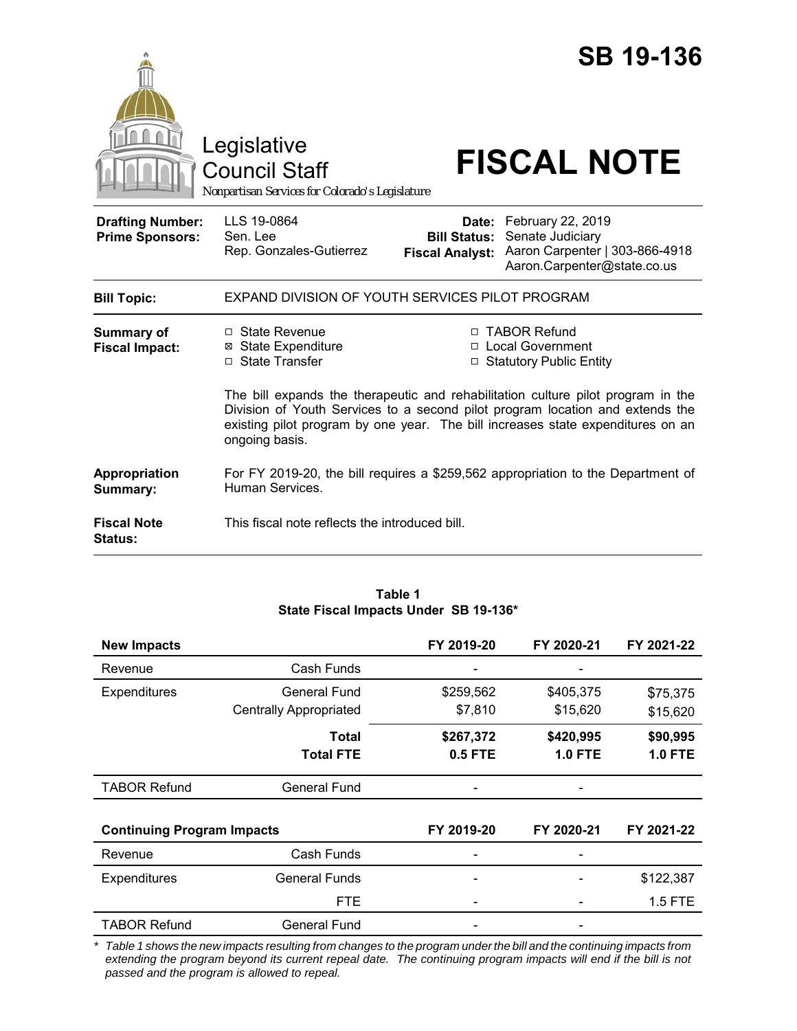# SB 19-136

Legislative Council Staff

*Nonpartisan Services for Colorado's Legislature*

# FISCAL NOTE

| | | | |
|---|---|---|---|
| **Drafting Number:** | LLS 19-0864 | **Date:** | February 22, 2019 |
| **Prime Sponsors:** | Sen. Lee<br>Rep. Gonzales-Gutierrez | **Bill Status:** | Senate Judiciary |
| | | **Fiscal Analyst:** | Aaron Carpenter \| 303-866-4918<br>Aaron.Carpenter@state.co.us |

**Bill Topic:** EXPAND DIVISION OF YOUTH SERVICES PILOT PROGRAM

**Summary of Fiscal Impact:**

- ☐ State Revenue
- ☒ State Expenditure
- ☐ State Transfer
- ☐ TABOR Refund
- ☐ Local Government
- ☐ Statutory Public Entity

The bill expands the therapeutic and rehabilitation culture pilot program in the Division of Youth Services to a second pilot program location and extends the existing pilot program by one year. The bill increases state expenditures on an ongoing basis.

**Appropriation Summary:** For FY 2019-20, the bill requires a $259,562 appropriation to the Department of Human Services.

**Fiscal Note Status:** This fiscal note reflects the introduced bill.

**Table 1**
**State Fiscal Impacts Under SB 19-136***

| **New Impacts** | | **FY 2019-20** | **FY 2020-21** | **FY 2021-22** |
|---|---|---|---|---|
| Revenue | Cash Funds | - | - | |
| Expenditures | General Fund | $259,562 | $405,375 | $75,375 |
| | Centrally Appropriated | $7,810 | $15,620 | $15,620 |
| | **Total** | **$267,372** | **$420,995** | **$90,995** |
| | **Total FTE** | **0.5 FTE** | **1.0 FTE** | **1.0 FTE** |
| TABOR Refund | General Fund | - | - | |
| **Continuing Program Impacts** | | **FY 2019-20** | **FY 2020-21** | **FY 2021-22** |
| Revenue | Cash Funds | - | - | |
| Expenditures | General Funds | - | - | $122,387 |
| | FTE | - | - | 1.5 FTE |
| TABOR Refund | General Fund | - | - | |

*\* Table 1 shows the new impacts resulting from changes to the program under the bill and the continuing impacts from extending the program beyond its current repeal date. The continuing program impacts will end if the bill is not passed and the program is allowed to repeal.*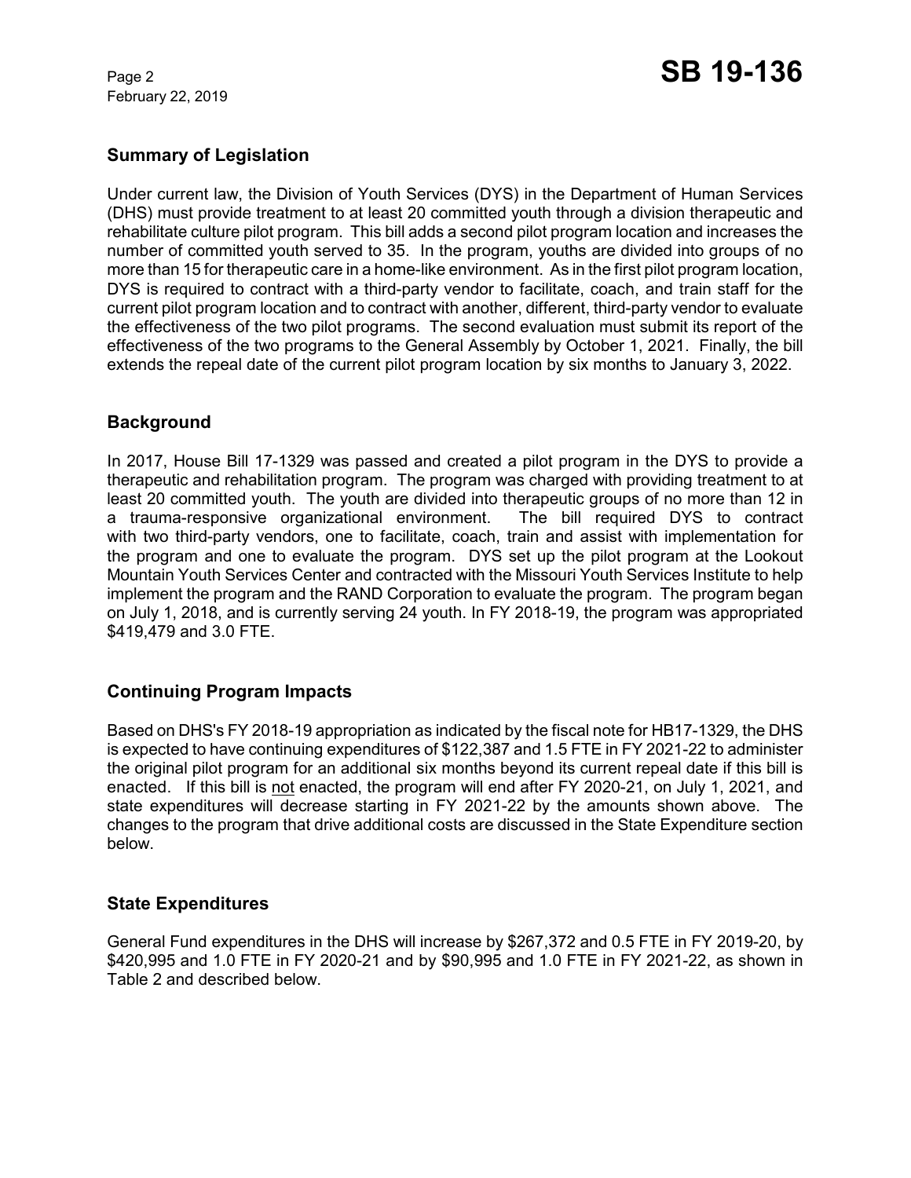## Summary of Legislation

Under current law, the Division of Youth Services (DYS) in the Department of Human Services (DHS) must provide treatment to at least 20 committed youth through a division therapeutic and rehabilitate culture pilot program. This bill adds a second pilot program location and increases the number of committed youth served to 35. In the program, youths are divided into groups of no more than 15 for therapeutic care in a home-like environment. As in the first pilot program location, DYS is required to contract with a third-party vendor to facilitate, coach, and train staff for the current pilot program location and to contract with another, different, third-party vendor to evaluate the effectiveness of the two pilot programs. The second evaluation must submit its report of the effectiveness of the two programs to the General Assembly by October 1, 2021. Finally, the bill extends the repeal date of the current pilot program location by six months to January 3, 2022.

## Background

In 2017, House Bill 17-1329 was passed and created a pilot program in the DYS to provide a therapeutic and rehabilitation program. The program was charged with providing treatment to at least 20 committed youth. The youth are divided into therapeutic groups of no more than 12 in a trauma-responsive organizational environment. The bill required DYS to contract with two third-party vendors, one to facilitate, coach, train and assist with implementation for the program and one to evaluate the program. DYS set up the pilot program at the Lookout Mountain Youth Services Center and contracted with the Missouri Youth Services Institute to help implement the program and the RAND Corporation to evaluate the program. The program began on July 1, 2018, and is currently serving 24 youth. In FY 2018-19, the program was appropriated $419,479 and 3.0 FTE.

## Continuing Program Impacts

Based on DHS's FY 2018-19 appropriation as indicated by the fiscal note for HB17-1329, the DHS is expected to have continuing expenditures of $122,387 and 1.5 FTE in FY 2021-22 to administer the original pilot program for an additional six months beyond its current repeal date if this bill is enacted. If this bill is not enacted, the program will end after FY 2020-21, on July 1, 2021, and state expenditures will decrease starting in FY 2021-22 by the amounts shown above. The changes to the program that drive additional costs are discussed in the State Expenditure section below.

## State Expenditures

General Fund expenditures in the DHS will increase by $267,372 and 0.5 FTE in FY 2019-20, by $420,995 and 1.0 FTE in FY 2020-21 and by $90,995 and 1.0 FTE in FY 2021-22, as shown in Table 2 and described below.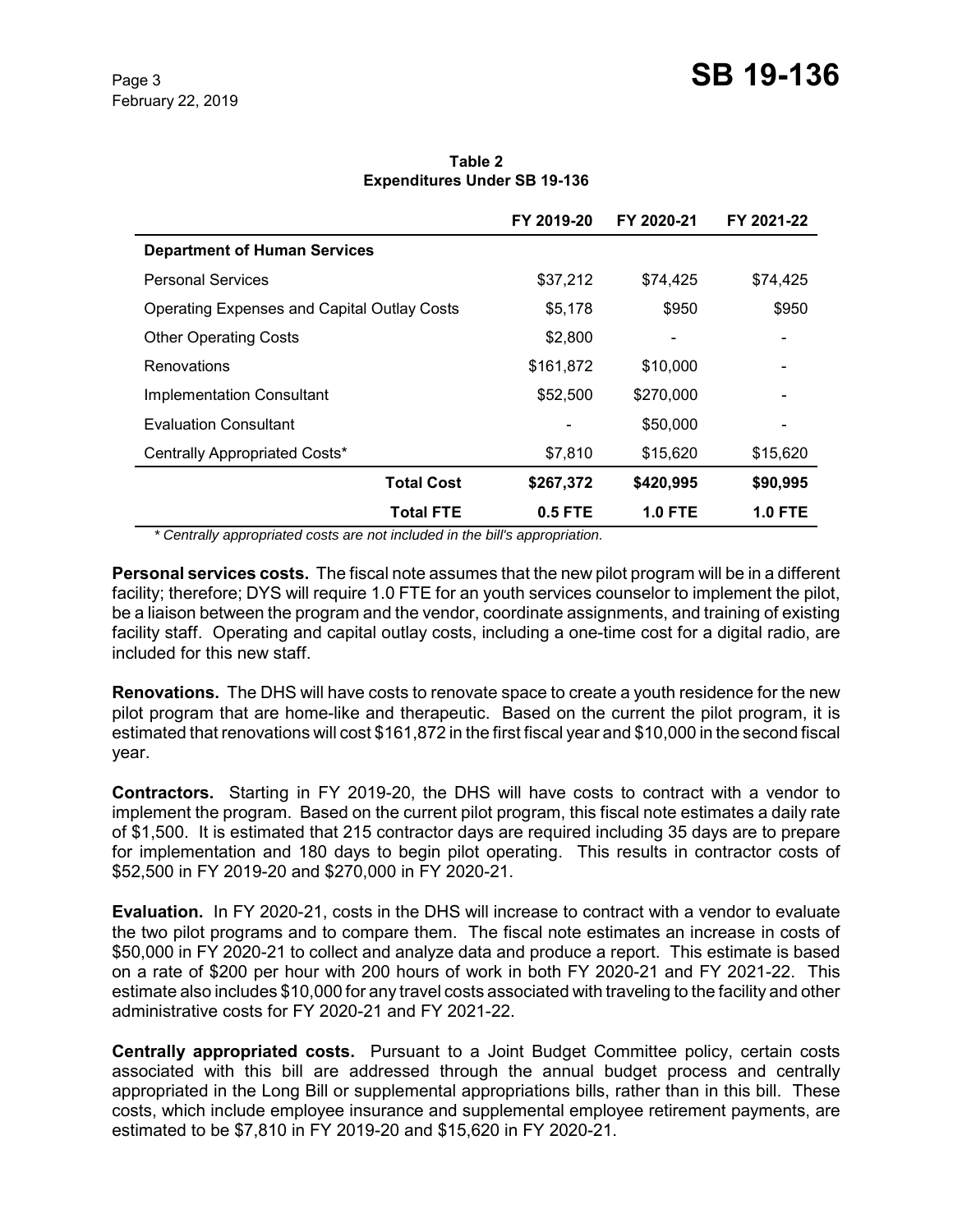**Table 2**
**Expenditures Under SB 19-136**

| | FY 2019-20 | FY 2020-21 | FY 2021-22 |
|---|---|---|---|
| **Department of Human Services** | | | |
| Personal Services | $37,212 | $74,425 | $74,425 |
| Operating Expenses and Capital Outlay Costs | $5,178 | $950 | $950 |
| Other Operating Costs | $2,800 | - | - |
| Renovations | $161,872 | $10,000 | - |
| Implementation Consultant | $52,500 | $270,000 | - |
| Evaluation Consultant | - | $50,000 | - |
| Centrally Appropriated Costs* | $7,810 | $15,620 | $15,620 |
| **Total Cost** | **$267,372** | **$420,995** | **$90,995** |
| **Total FTE** | **0.5 FTE** | **1.0 FTE** | **1.0 FTE** |

*\* Centrally appropriated costs are not included in the bill's appropriation.*

**Personal services costs.** The fiscal note assumes that the new pilot program will be in a different facility; therefore; DYS will require 1.0 FTE for an youth services counselor to implement the pilot, be a liaison between the program and the vendor, coordinate assignments, and training of existing facility staff. Operating and capital outlay costs, including a one-time cost for a digital radio, are included for this new staff.

**Renovations.** The DHS will have costs to renovate space to create a youth residence for the new pilot program that are home-like and therapeutic. Based on the current the pilot program, it is estimated that renovations will cost $161,872 in the first fiscal year and $10,000 in the second fiscal year.

**Contractors.** Starting in FY 2019-20, the DHS will have costs to contract with a vendor to implement the program. Based on the current pilot program, this fiscal note estimates a daily rate of $1,500. It is estimated that 215 contractor days are required including 35 days are to prepare for implementation and 180 days to begin pilot operating. This results in contractor costs of $52,500 in FY 2019-20 and $270,000 in FY 2020-21.

**Evaluation.** In FY 2020-21, costs in the DHS will increase to contract with a vendor to evaluate the two pilot programs and to compare them. The fiscal note estimates an increase in costs of $50,000 in FY 2020-21 to collect and analyze data and produce a report. This estimate is based on a rate of $200 per hour with 200 hours of work in both FY 2020-21 and FY 2021-22. This estimate also includes $10,000 for any travel costs associated with traveling to the facility and other administrative costs for FY 2020-21 and FY 2021-22.

**Centrally appropriated costs.** Pursuant to a Joint Budget Committee policy, certain costs associated with this bill are addressed through the annual budget process and centrally appropriated in the Long Bill or supplemental appropriations bills, rather than in this bill. These costs, which include employee insurance and supplemental employee retirement payments, are estimated to be $7,810 in FY 2019-20 and $15,620 in FY 2020-21.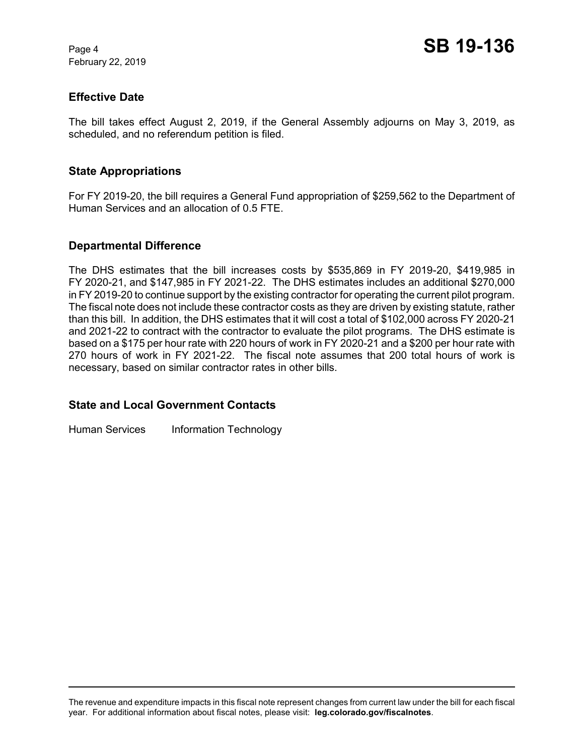## Effective Date

The bill takes effect August 2, 2019, if the General Assembly adjourns on May 3, 2019, as scheduled, and no referendum petition is filed.

## State Appropriations

For FY 2019-20, the bill requires a General Fund appropriation of $259,562 to the Department of Human Services and an allocation of 0.5 FTE.

## Departmental Difference

The DHS estimates that the bill increases costs by $535,869 in FY 2019-20, $419,985 in FY 2020-21, and $147,985 in FY 2021-22. The DHS estimates includes an additional $270,000 in FY 2019-20 to continue support by the existing contractor for operating the current pilot program. The fiscal note does not include these contractor costs as they are driven by existing statute, rather than this bill. In addition, the DHS estimates that it will cost a total of $102,000 across FY 2020-21 and 2021-22 to contract with the contractor to evaluate the pilot programs. The DHS estimate is based on a $175 per hour rate with 220 hours of work in FY 2020-21 and a $200 per hour rate with 270 hours of work in FY 2021-22. The fiscal note assumes that 200 total hours of work is necessary, based on similar contractor rates in other bills.

## State and Local Government Contacts

Human Services Information Technology

The revenue and expenditure impacts in this fiscal note represent changes from current law under the bill for each fiscal year. For additional information about fiscal notes, please visit: **leg.colorado.gov/fiscalnotes**.